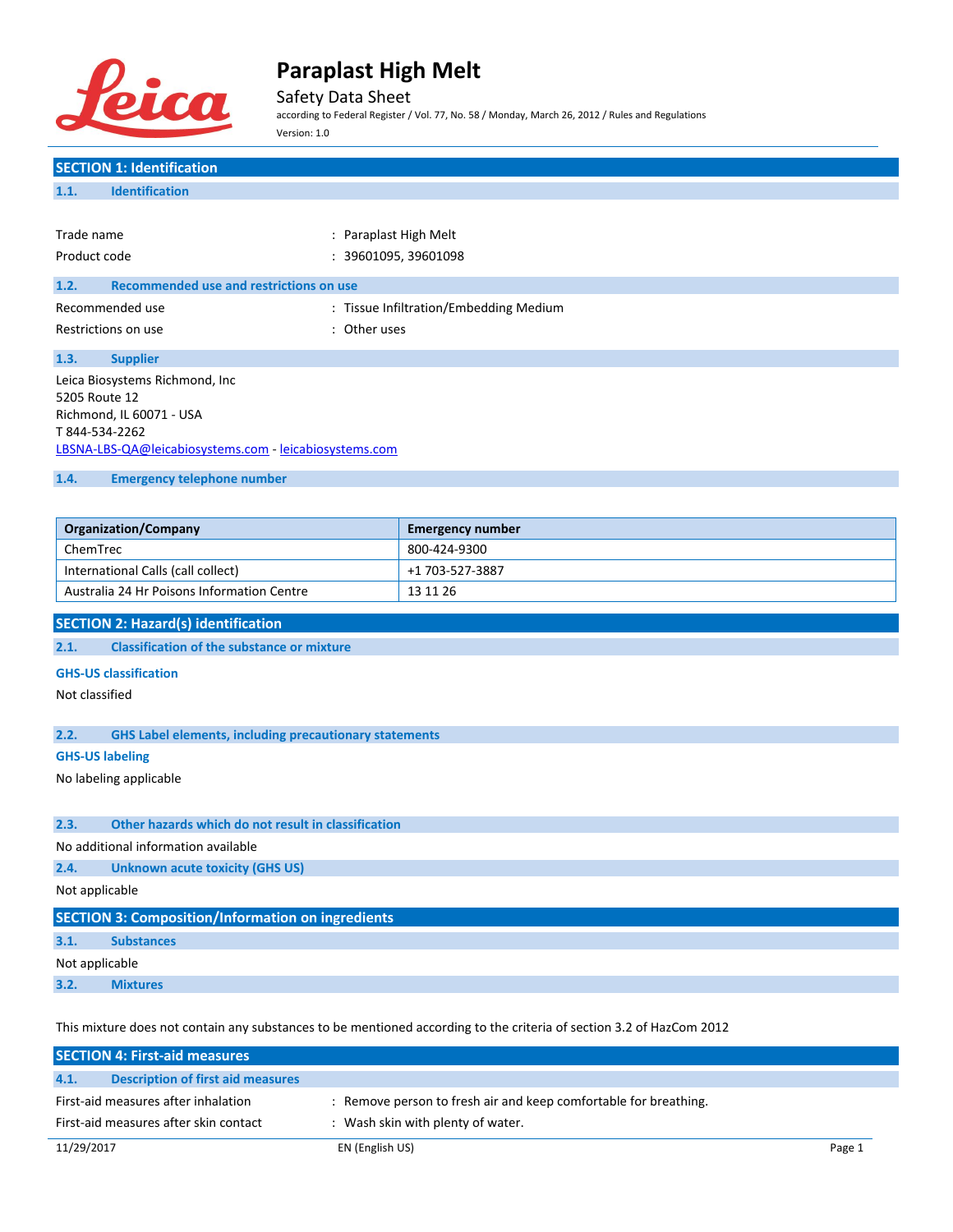# Paraplast High Melt

Safety Data Sheet

according to Federal Register / Vol. 77, No. 58 / Monday, March 26, 2012 / Rules and Regulations

Version: 1.0

## SECTION 1: Identification

### 1.1. Identification

Trade name : Paraplast High Melt

Product code : 39601095, 39601098

### 1.2. Recommended use and restrictions on use

Recommended use : Tissue Infiltration/Embedding Medium

Restrictions on use : Other uses

### 1.3. Supplier

Leica Biosystems Richmond, Inc
5205 Route 12
Richmond, IL 60071 - USA
T 844-534-2262
LBSNA-LBS-QA@leicabiosystems.com - leicabiosystems.com

### 1.4. Emergency telephone number

| Organization/Company | Emergency number |
|---|---|
| ChemTrec | 800-424-9300 |
| International Calls (call collect) | +1 703-527-3887 |
| Australia 24 Hr Poisons Information Centre | 13 11 26 |

## SECTION 2: Hazard(s) identification

### 2.1. Classification of the substance or mixture

**GHS-US classification**

Not classified

### 2.2. GHS Label elements, including precautionary statements

**GHS-US labeling**

No labeling applicable

### 2.3. Other hazards which do not result in classification

No additional information available

### 2.4. Unknown acute toxicity (GHS US)

Not applicable

## SECTION 3: Composition/Information on ingredients

### 3.1. Substances

Not applicable

### 3.2. Mixtures

This mixture does not contain any substances to be mentioned according to the criteria of section 3.2 of HazCom 2012

## SECTION 4: First-aid measures

### 4.1. Description of first aid measures

First-aid measures after inhalation : Remove person to fresh air and keep comfortable for breathing.

First-aid measures after skin contact : Wash skin with plenty of water.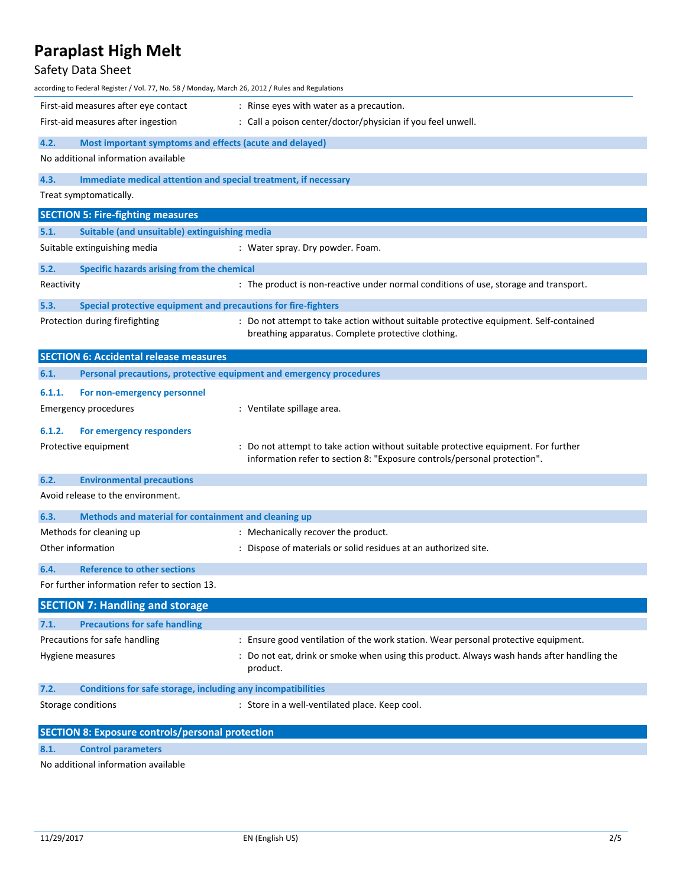| | |
|---|---|
| First-aid measures after eye contact | : Rinse eyes with water as a precaution. |
| First-aid measures after ingestion | : Call a poison center/doctor/physician if you feel unwell. |

### 4.2. Most important symptoms and effects (acute and delayed)

No additional information available

### 4.3. Immediate medical attention and special treatment, if necessary

Treat symptomatically.

## SECTION 5: Fire-fighting measures

### 5.1. Suitable (and unsuitable) extinguishing media

| | |
|---|---|
| Suitable extinguishing media | : Water spray. Dry powder. Foam. |

### 5.2. Specific hazards arising from the chemical

| | |
|---|---|
| Reactivity | : The product is non-reactive under normal conditions of use, storage and transport. |

### 5.3. Special protective equipment and precautions for fire-fighters

| | |
|---|---|
| Protection during firefighting | : Do not attempt to take action without suitable protective equipment. Self-contained breathing apparatus. Complete protective clothing. |

## SECTION 6: Accidental release measures

### 6.1. Personal precautions, protective equipment and emergency procedures

#### 6.1.1. For non-emergency personnel

| | |
|---|---|
| Emergency procedures | : Ventilate spillage area. |

#### 6.1.2. For emergency responders

| | |
|---|---|
| Protective equipment | : Do not attempt to take action without suitable protective equipment. For further information refer to section 8: "Exposure controls/personal protection". |

### 6.2. Environmental precautions

Avoid release to the environment.

### 6.3. Methods and material for containment and cleaning up

| | |
|---|---|
| Methods for cleaning up | : Mechanically recover the product. |
| Other information | : Dispose of materials or solid residues at an authorized site. |

### 6.4. Reference to other sections

For further information refer to section 13.

## SECTION 7: Handling and storage

### 7.1. Precautions for safe handling

| | |
|---|---|
| Precautions for safe handling | : Ensure good ventilation of the work station. Wear personal protective equipment. |
| Hygiene measures | : Do not eat, drink or smoke when using this product. Always wash hands after handling the product. |

### 7.2. Conditions for safe storage, including any incompatibilities

| | |
|---|---|
| Storage conditions | : Store in a well-ventilated place. Keep cool. |

## SECTION 8: Exposure controls/personal protection

### 8.1. Control parameters

No additional information available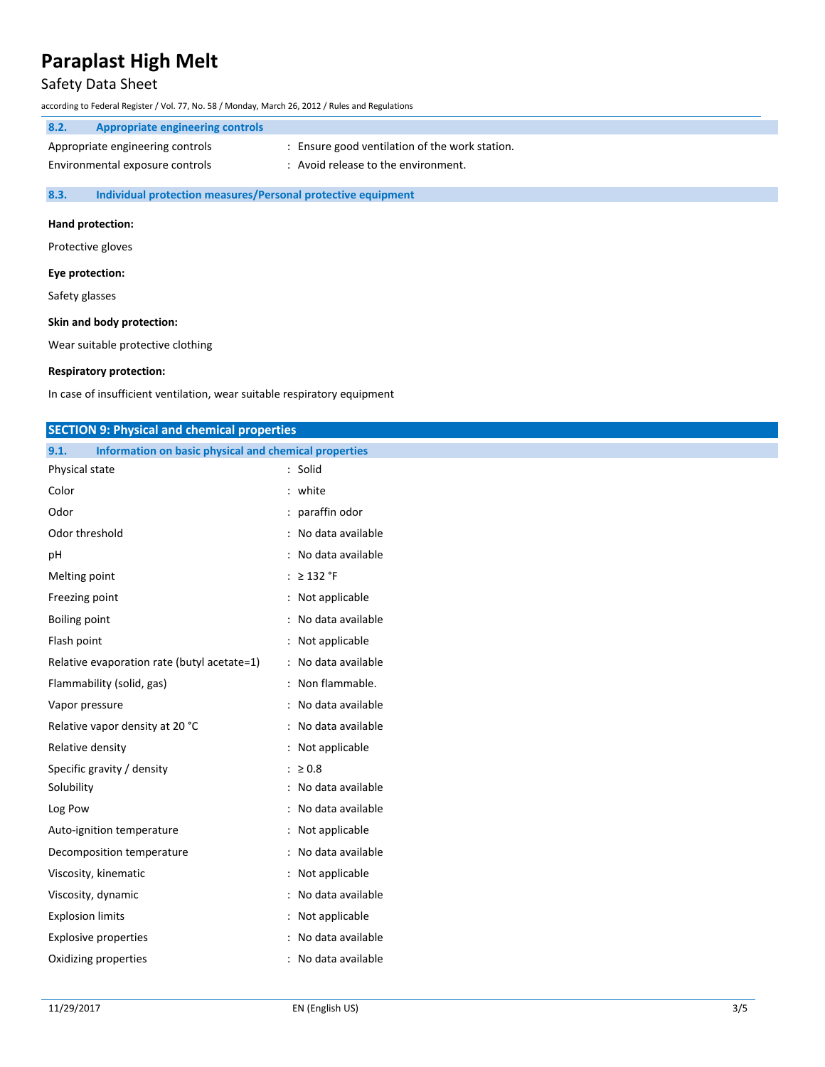### 8.2. Appropriate engineering controls

| | |
|---|---|
| Appropriate engineering controls | : Ensure good ventilation of the work station. |
| Environmental exposure controls | : Avoid release to the environment. |

### 8.3. Individual protection measures/Personal protective equipment

**Hand protection:**

Protective gloves

**Eye protection:**

Safety glasses

**Skin and body protection:**

Wear suitable protective clothing

**Respiratory protection:**

In case of insufficient ventilation, wear suitable respiratory equipment

## SECTION 9: Physical and chemical properties

### 9.1. Information on basic physical and chemical properties

| | |
|---|---|
| Physical state | : Solid |
| Color | : white |
| Odor | : paraffin odor |
| Odor threshold | : No data available |
| pH | : No data available |
| Melting point | : ≥ 132 °F |
| Freezing point | : Not applicable |
| Boiling point | : No data available |
| Flash point | : Not applicable |
| Relative evaporation rate (butyl acetate=1) | : No data available |
| Flammability (solid, gas) | : Non flammable. |
| Vapor pressure | : No data available |
| Relative vapor density at 20 °C | : No data available |
| Relative density | : Not applicable |
| Specific gravity / density | : ≥ 0.8 |
| Solubility | : No data available |
| Log Pow | : No data available |
| Auto-ignition temperature | : Not applicable |
| Decomposition temperature | : No data available |
| Viscosity, kinematic | : Not applicable |
| Viscosity, dynamic | : No data available |
| Explosion limits | : Not applicable |
| Explosive properties | : No data available |
| Oxidizing properties | : No data available |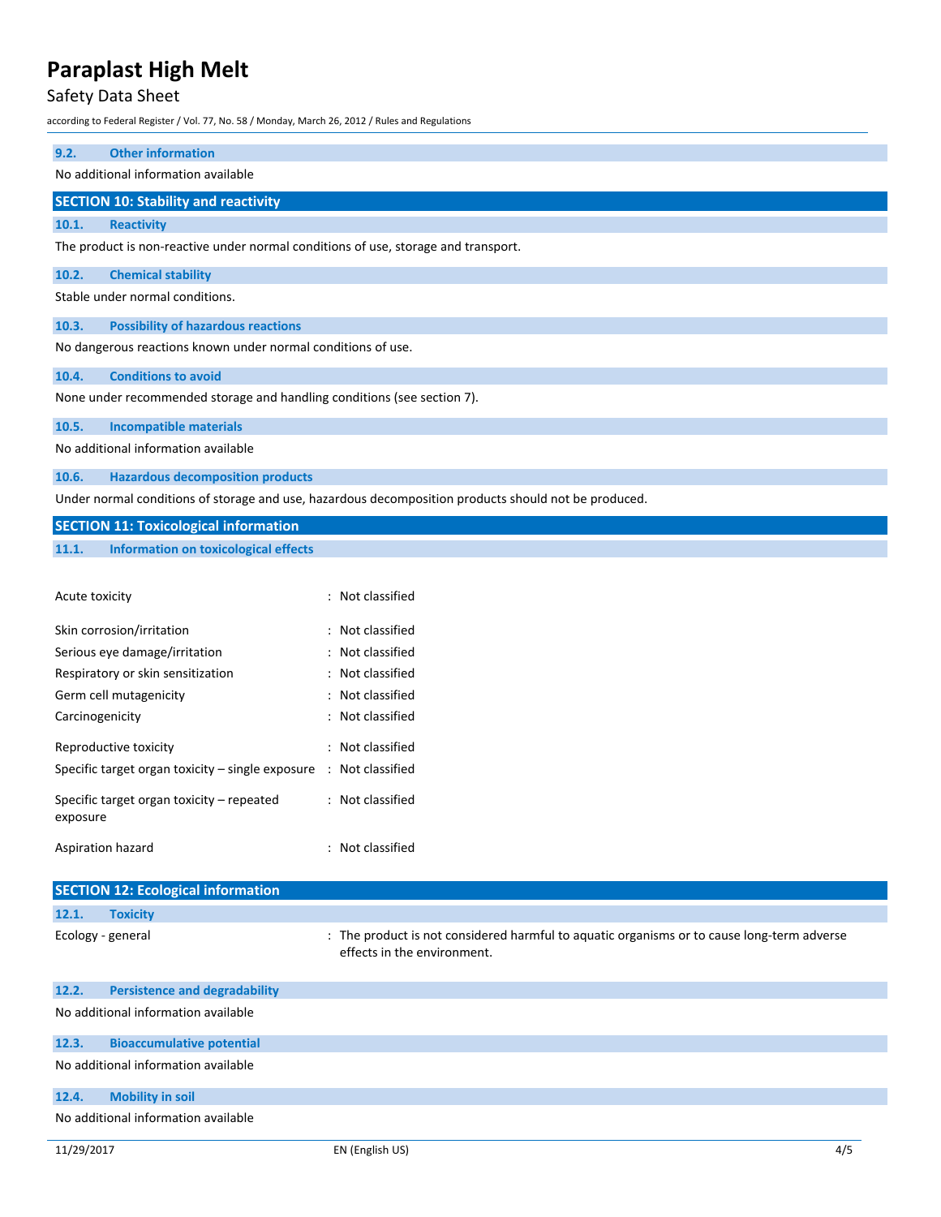### 9.2. Other information

No additional information available

## SECTION 10: Stability and reactivity

### 10.1. Reactivity

The product is non-reactive under normal conditions of use, storage and transport.

### 10.2. Chemical stability

Stable under normal conditions.

### 10.3. Possibility of hazardous reactions

No dangerous reactions known under normal conditions of use.

### 10.4. Conditions to avoid

None under recommended storage and handling conditions (see section 7).

### 10.5. Incompatible materials

No additional information available

### 10.6. Hazardous decomposition products

Under normal conditions of storage and use, hazardous decomposition products should not be produced.

## SECTION 11: Toxicological information

### 11.1. Information on toxicological effects

| | |
|---|---|
| Acute toxicity | : Not classified |
| Skin corrosion/irritation | : Not classified |
| Serious eye damage/irritation | : Not classified |
| Respiratory or skin sensitization | : Not classified |
| Germ cell mutagenicity | : Not classified |
| Carcinogenicity | : Not classified |
| Reproductive toxicity | : Not classified |
| Specific target organ toxicity – single exposure | : Not classified |
| Specific target organ toxicity – repeated exposure | : Not classified |
| Aspiration hazard | : Not classified |

## SECTION 12: Ecological information

### 12.1. Toxicity

| | |
|---|---|
| Ecology - general | : The product is not considered harmful to aquatic organisms or to cause long-term adverse effects in the environment. |

### 12.2. Persistence and degradability

No additional information available

### 12.3. Bioaccumulative potential

No additional information available

### 12.4. Mobility in soil

No additional information available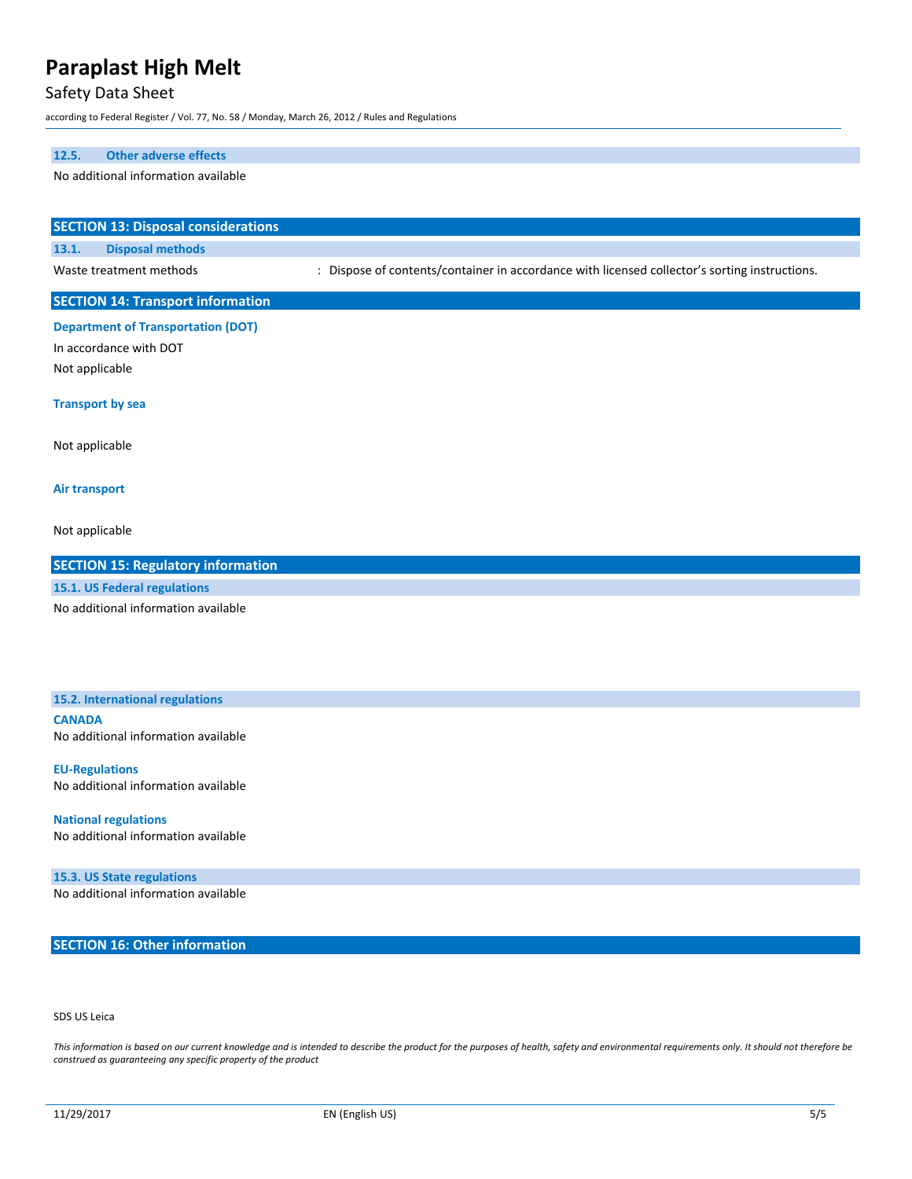### 12.5. Other adverse effects

No additional information available

## SECTION 13: Disposal considerations

### 13.1. Disposal methods

Waste treatment methods : Dispose of contents/container in accordance with licensed collector's sorting instructions.

## SECTION 14: Transport information

**Department of Transportation (DOT)**

In accordance with DOT

Not applicable

**Transport by sea**

Not applicable

**Air transport**

Not applicable

## SECTION 15: Regulatory information

### 15.1. US Federal regulations

No additional information available

### 15.2. International regulations

**CANADA**

No additional information available

**EU-Regulations**

No additional information available

**National regulations**

No additional information available

### 15.3. US State regulations

No additional information available

## SECTION 16: Other information

SDS US Leica

*This information is based on our current knowledge and is intended to describe the product for the purposes of health, safety and environmental requirements only. It should not therefore be construed as guaranteeing any specific property of the product*